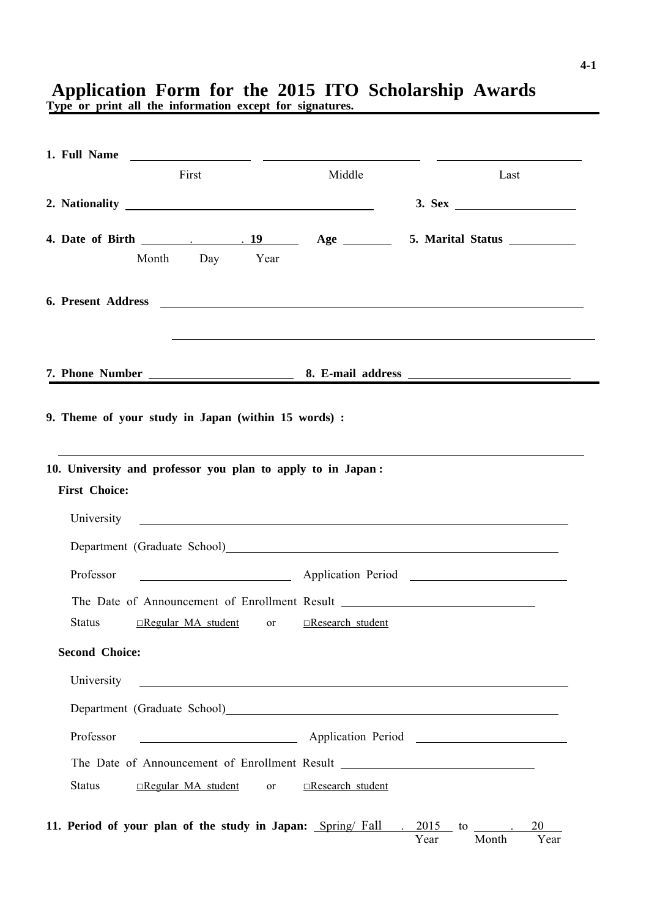# Application Form for the 2015 ITO Scholarship Awards

**Type or print all the information except for signatures.**

**1. Full Name** ____________________ ____________________ ____________________
First Middle Last

**2. Nationality** ________________________________ **3. Sex** ____________

**4. Date of Birth** ______ . ______ . **19** ______ **Age** ________ **5. Marital Status** ________
Month Day Year

**6. Present Address** ____________________________________________

____________________________________________

**7. Phone Number** ____________________ **8. E-mail address** ____________________

**9. Theme of your study in Japan (within 15 words) :**

____________________________________________

**10. University and professor you plan to apply to in Japan :**

**First Choice:**

University ____________________________________________

Department (Graduate School) ____________________________________________

Professor ____________________ Application Period ____________________

The Date of Announcement of Enrollment Result ____________________

Status □Regular MA student or □Research student

**Second Choice:**

University ____________________________________________

Department (Graduate School) ____________________________________________

Professor ____________________ Application Period ____________________

The Date of Announcement of Enrollment Result ____________________

Status □Regular MA student or □Research student

**11. Period of your plan of the study in Japan:** Spring/ Fall . 2015 to ______ . 20 ____
Year Month Year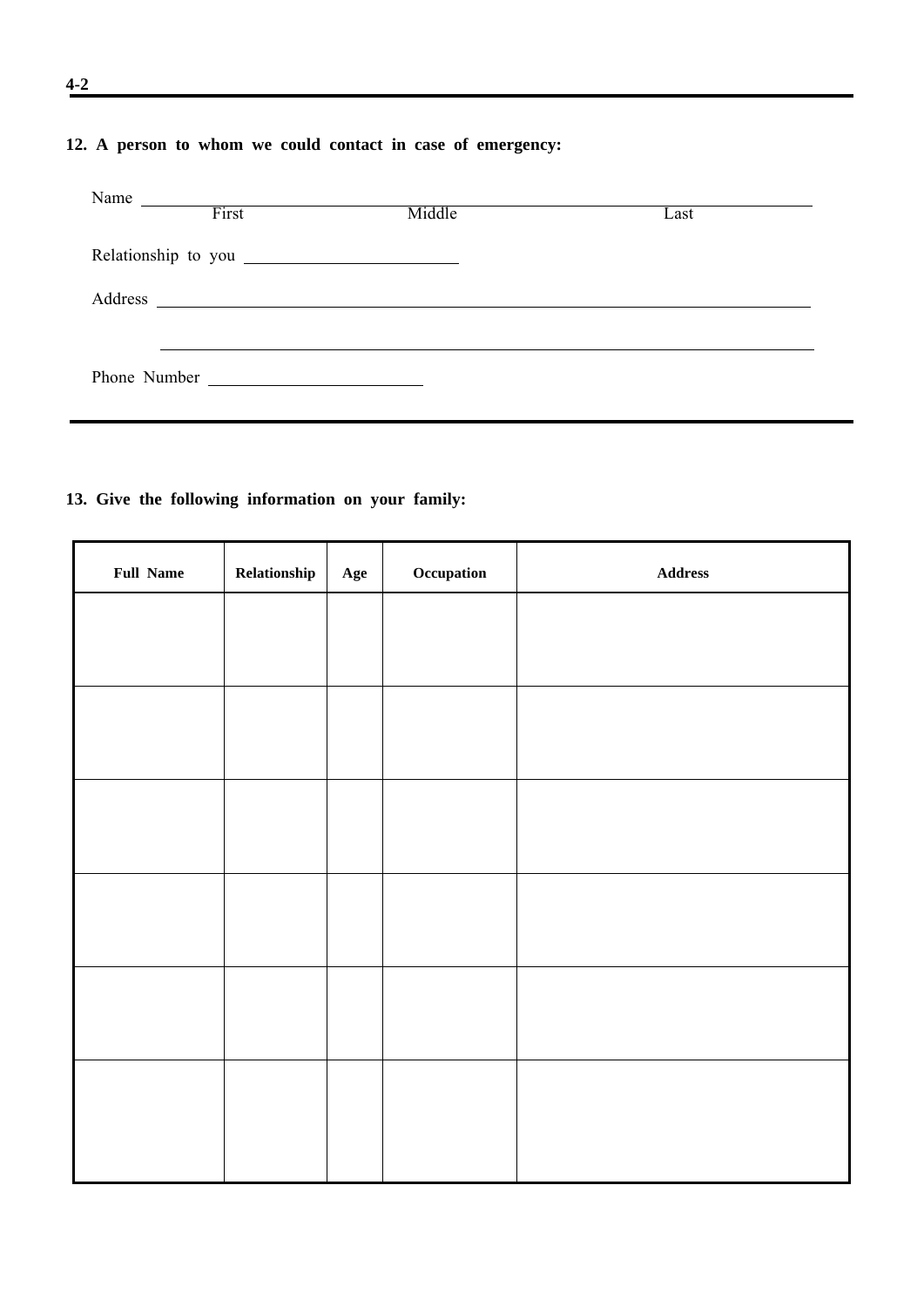**12. A person to whom we could contact in case of emergency:**

Name ______________________________________________________________
First                    Middle                    Last

Relationship to you ________________________

Address ______________________________________________________________

______________________________________________________________

Phone Number ________________________

**13. Give the following information on your family:**

| Full Name | Relationship | Age | Occupation | Address |
|---|---|---|---|---|
| | | | | |
| | | | | |
| | | | | |
| | | | | |
| | | | | |
| | | | | |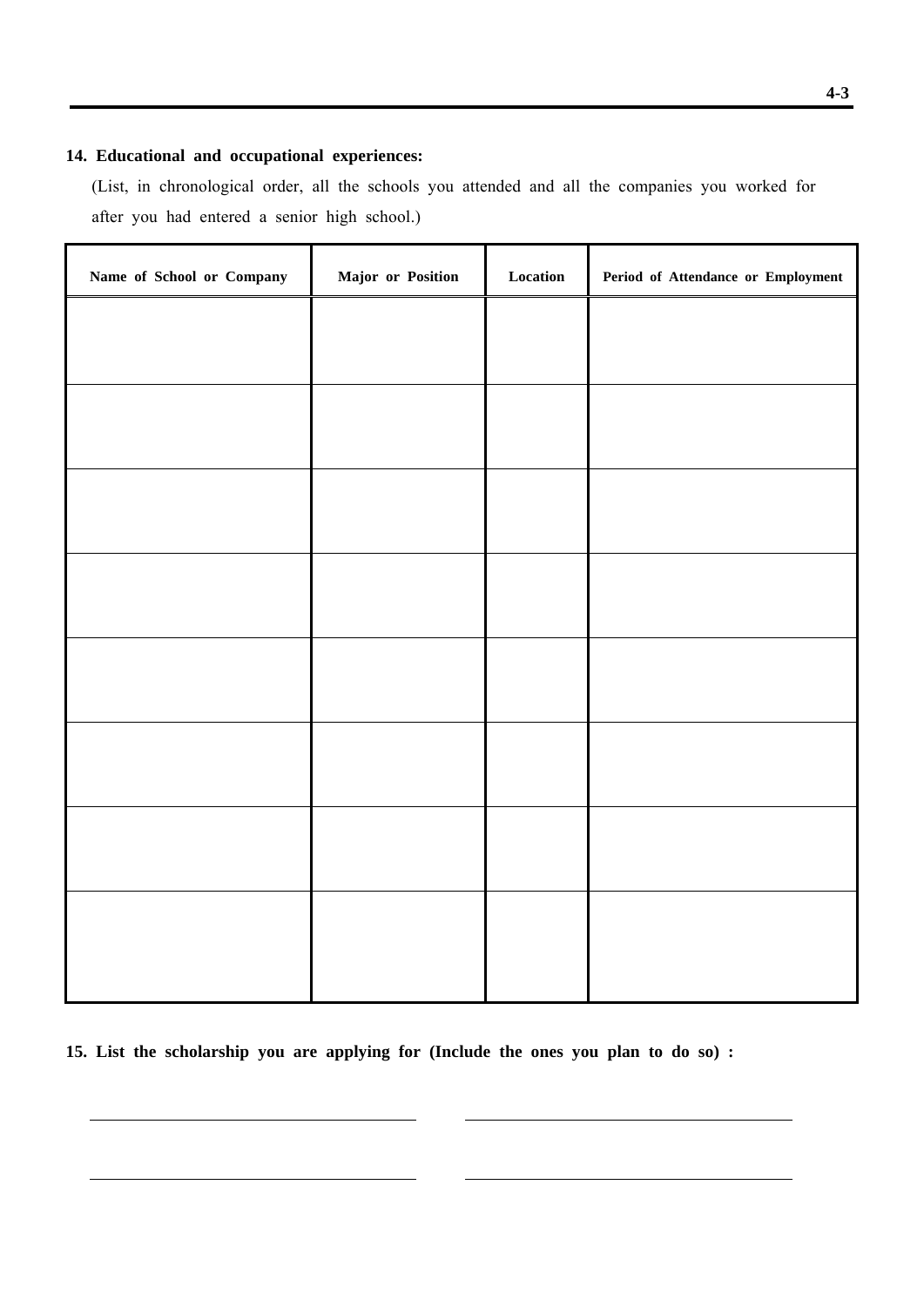**14. Educational and occupational experiences:**

(List, in chronological order, all the schools you attended and all the companies you worked for after you had entered a senior high school.)

| Name of School or Company | Major or Position | Location | Period of Attendance or Employment |
|---|---|---|---|
| | | | |
| | | | |
| | | | |
| | | | |
| | | | |
| | | | |
| | | | |
| | | | |

**15. List the scholarship you are applying for (Include the ones you plan to do so) :**

\_\_\_\_\_\_\_\_\_\_\_\_\_\_\_\_\_\_\_\_\_\_\_\_\_\_\_\_\_\_ \_\_\_\_\_\_\_\_\_\_\_\_\_\_\_\_\_\_\_\_\_\_\_\_\_\_\_\_\_\_

\_\_\_\_\_\_\_\_\_\_\_\_\_\_\_\_\_\_\_\_\_\_\_\_\_\_\_\_\_\_ \_\_\_\_\_\_\_\_\_\_\_\_\_\_\_\_\_\_\_\_\_\_\_\_\_\_\_\_\_\_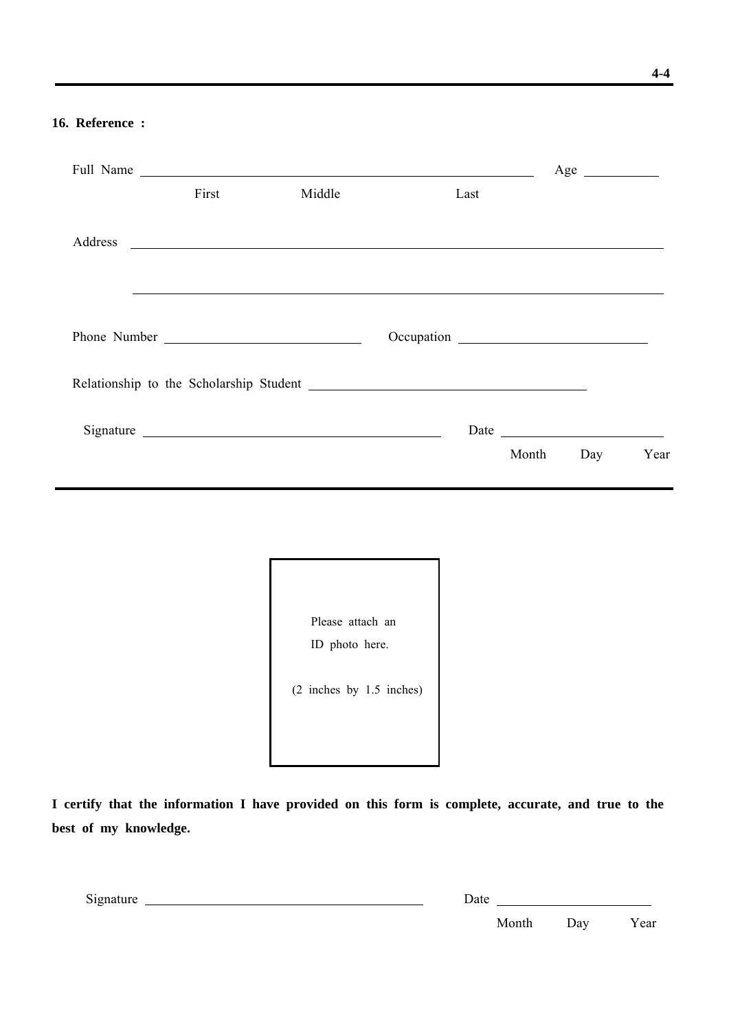**16. Reference :**

Full Name ______________________________________________ Age __________

First Middle Last

Address ______________________________________________________________

______________________________________________________________

Phone Number ________________________ Occupation ________________________

Relationship to the Scholarship Student ____________________________________

Signature ____________________________________ Date ____________________

Month Day Year

Please attach an ID photo here.

(2 inches by 1.5 inches)

**I certify that the information I have provided on this form is complete, accurate, and true to the best of my knowledge.**

Signature ____________________________________ Date ____________________

Month Day Year